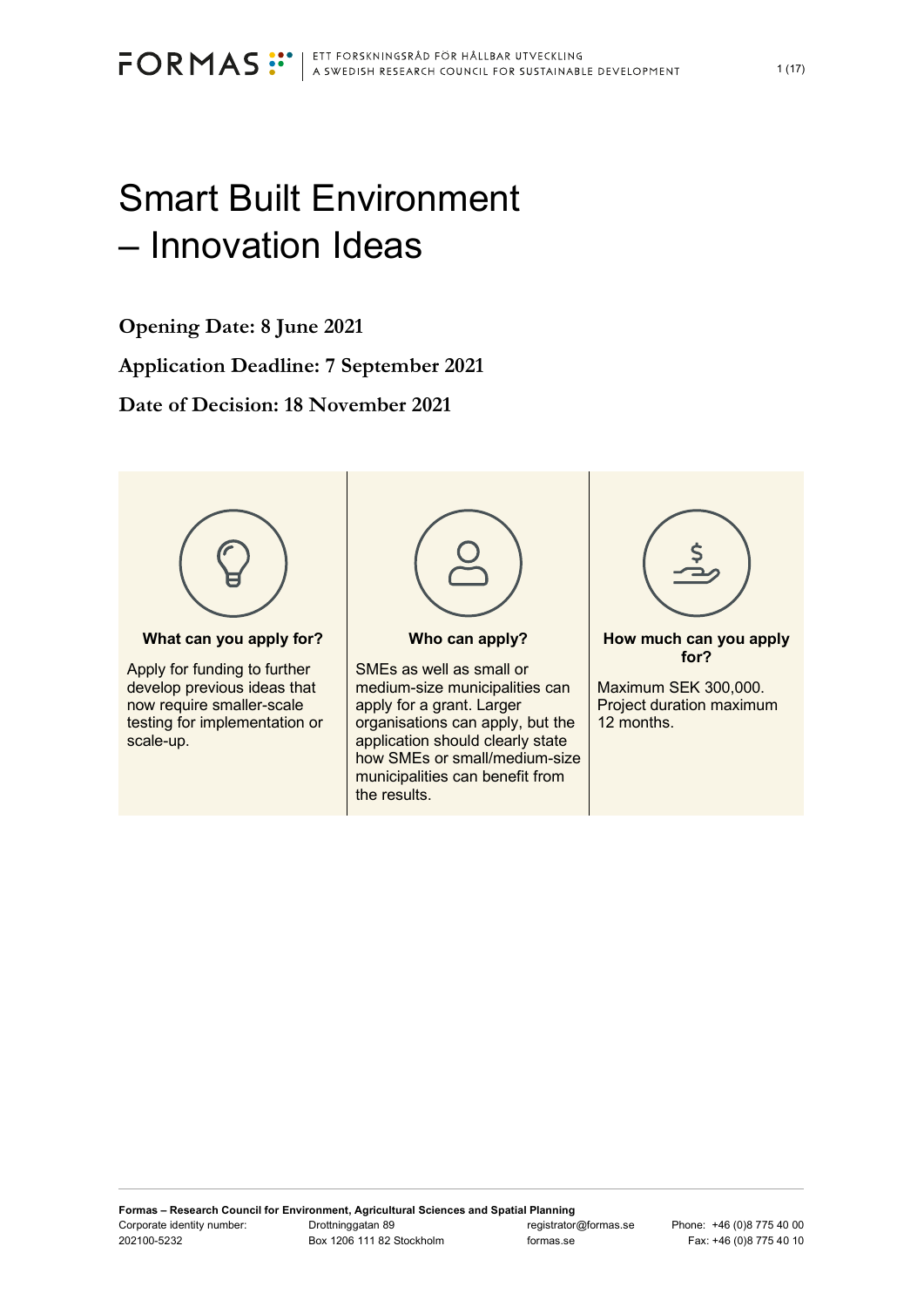# Smart Built Environment – Innovation Ideas

**Opening Date: 8 June 2021**

**Application Deadline: 7 September 2021**

**Date of Decision: 18 November 2021**

**What can you apply for?**

Apply for funding to further develop previous ideas that now require smaller-scale testing for implementation or scale-up.

**Who can apply?**

SMEs as well as small or medium-size municipalities can apply for a grant. Larger organisations can apply, but the application should clearly state how SMEs or small/medium-size municipalities can benefit from the results.

**How much can you apply for?**

Maximum SEK 300,000. Project duration maximum 12 months.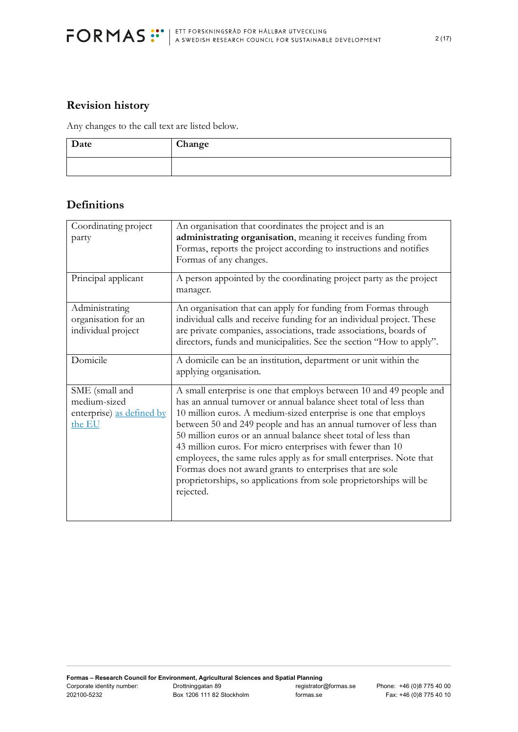## Revision history

Any changes to the call text are listed below.

| Date | Change |
|---|---|
| | |

## Definitions

| | |
|---|---|
| Coordinating project party | An organisation that coordinates the project and is an **administrating organisation**, meaning it receives funding from Formas, reports the project according to instructions and notifies Formas of any changes. |
| Principal applicant | A person appointed by the coordinating project party as the project manager. |
| Administrating organisation for an individual project | An organisation that can apply for funding from Formas through individual calls and receive funding for an individual project. These are private companies, associations, trade associations, boards of directors, funds and municipalities. See the section "How to apply". |
| Domicile | A domicile can be an institution, department or unit within the applying organisation. |
| SME (small and medium-sized enterprise) as defined by the EU | A small enterprise is one that employs between 10 and 49 people and has an annual turnover or annual balance sheet total of less than 10 million euros. A medium-sized enterprise is one that employs between 50 and 249 people and has an annual turnover of less than 50 million euros or an annual balance sheet total of less than 43 million euros. For micro enterprises with fewer than 10 employees, the same rules apply as for small enterprises. Note that Formas does not award grants to enterprises that are sole proprietorships, so applications from sole proprietorships will be rejected. |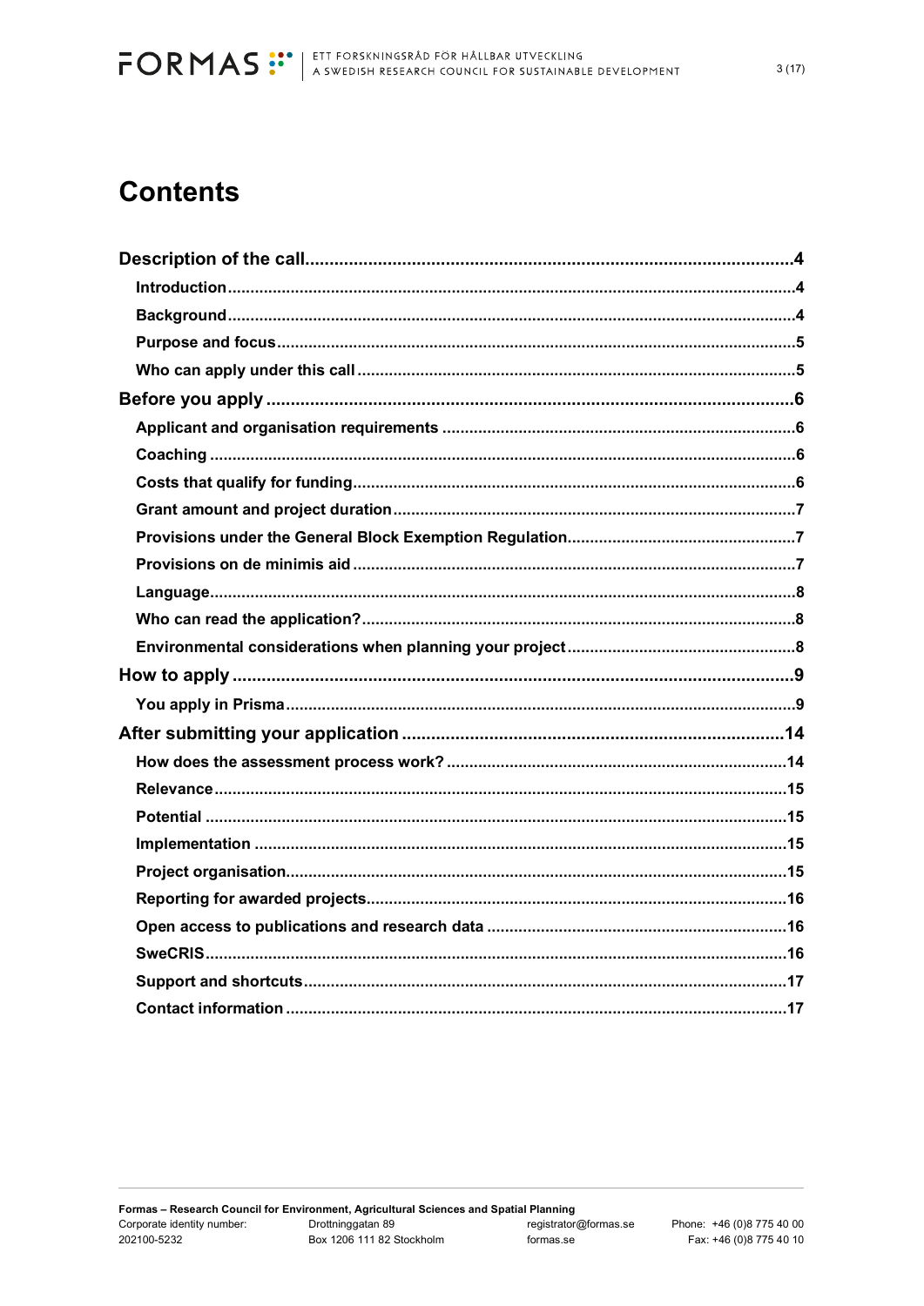# Contents

**Description of the call** ... 4

- **Introduction** ... 4
- **Background** ... 4
- **Purpose and focus** ... 5
- **Who can apply under this call** ... 5

**Before you apply** ... 6

- **Applicant and organisation requirements** ... 6
- **Coaching** ... 6
- **Costs that qualify for funding** ... 6
- **Grant amount and project duration** ... 7
- **Provisions under the General Block Exemption Regulation** ... 7
- **Provisions on de minimis aid** ... 7
- **Language** ... 8
- **Who can read the application?** ... 8
- **Environmental considerations when planning your project** ... 8

**How to apply** ... 9

- **You apply in Prisma** ... 9

**After submitting your application** ... 14

- **How does the assessment process work?** ... 14
- **Relevance** ... 15
- **Potential** ... 15
- **Implementation** ... 15
- **Project organisation** ... 15
- **Reporting for awarded projects** ... 16
- **Open access to publications and research data** ... 16
- **SweCRIS** ... 16
- **Support and shortcuts** ... 17
- **Contact information** ... 17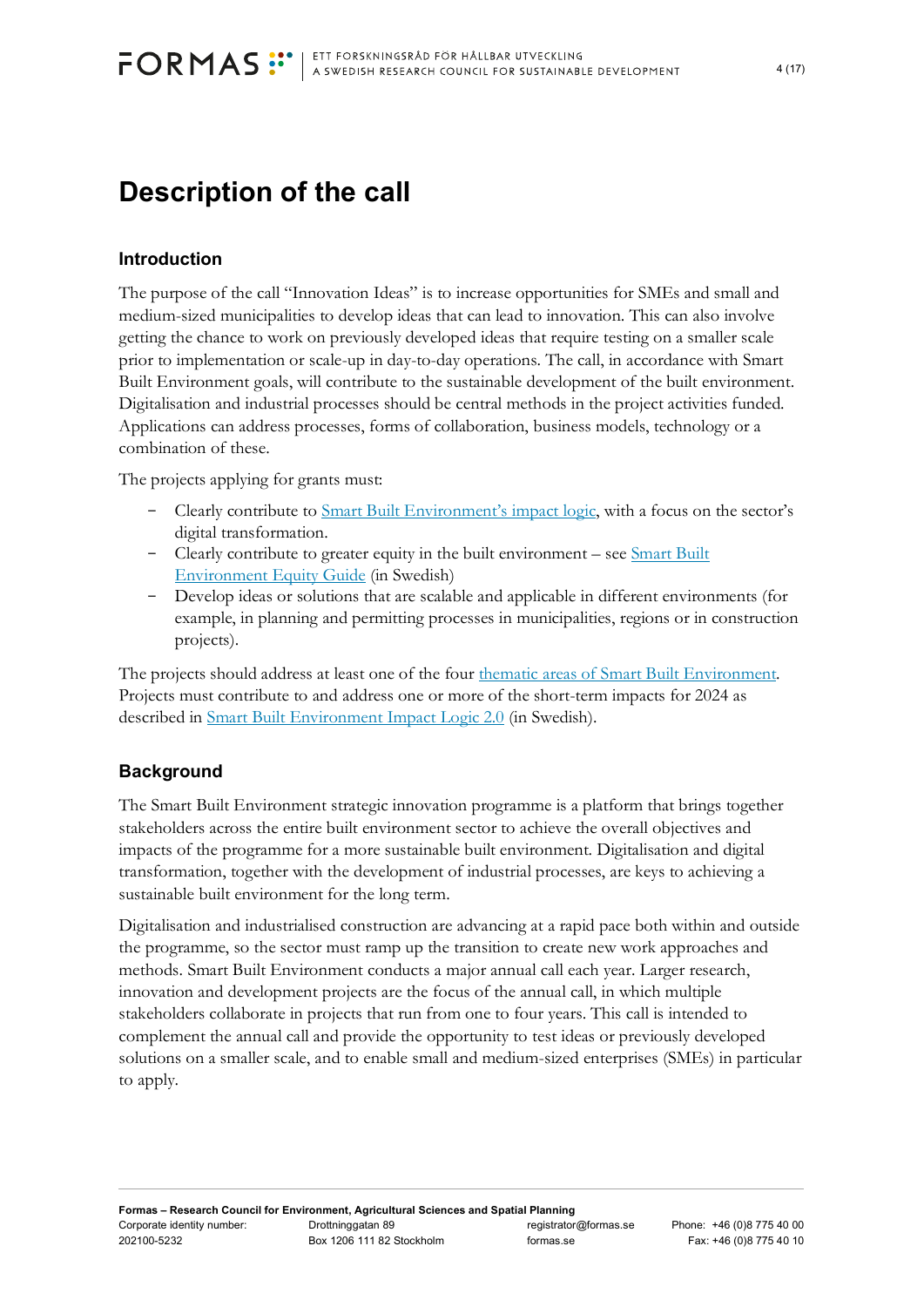# Description of the call

## Introduction

The purpose of the call “Innovation Ideas” is to increase opportunities for SMEs and small and medium-sized municipalities to develop ideas that can lead to innovation. This can also involve getting the chance to work on previously developed ideas that require testing on a smaller scale prior to implementation or scale-up in day-to-day operations. The call, in accordance with Smart Built Environment goals, will contribute to the sustainable development of the built environment. Digitalisation and industrial processes should be central methods in the project activities funded. Applications can address processes, forms of collaboration, business models, technology or a combination of these.

The projects applying for grants must:

- Clearly contribute to Smart Built Environment’s impact logic, with a focus on the sector’s digital transformation.
- Clearly contribute to greater equity in the built environment – see Smart Built Environment Equity Guide (in Swedish)
- Develop ideas or solutions that are scalable and applicable in different environments (for example, in planning and permitting processes in municipalities, regions or in construction projects).

The projects should address at least one of the four thematic areas of Smart Built Environment. Projects must contribute to and address one or more of the short-term impacts for 2024 as described in Smart Built Environment Impact Logic 2.0 (in Swedish).

## Background

The Smart Built Environment strategic innovation programme is a platform that brings together stakeholders across the entire built environment sector to achieve the overall objectives and impacts of the programme for a more sustainable built environment. Digitalisation and digital transformation, together with the development of industrial processes, are keys to achieving a sustainable built environment for the long term.

Digitalisation and industrialised construction are advancing at a rapid pace both within and outside the programme, so the sector must ramp up the transition to create new work approaches and methods. Smart Built Environment conducts a major annual call each year. Larger research, innovation and development projects are the focus of the annual call, in which multiple stakeholders collaborate in projects that run from one to four years. This call is intended to complement the annual call and provide the opportunity to test ideas or previously developed solutions on a smaller scale, and to enable small and medium-sized enterprises (SMEs) in particular to apply.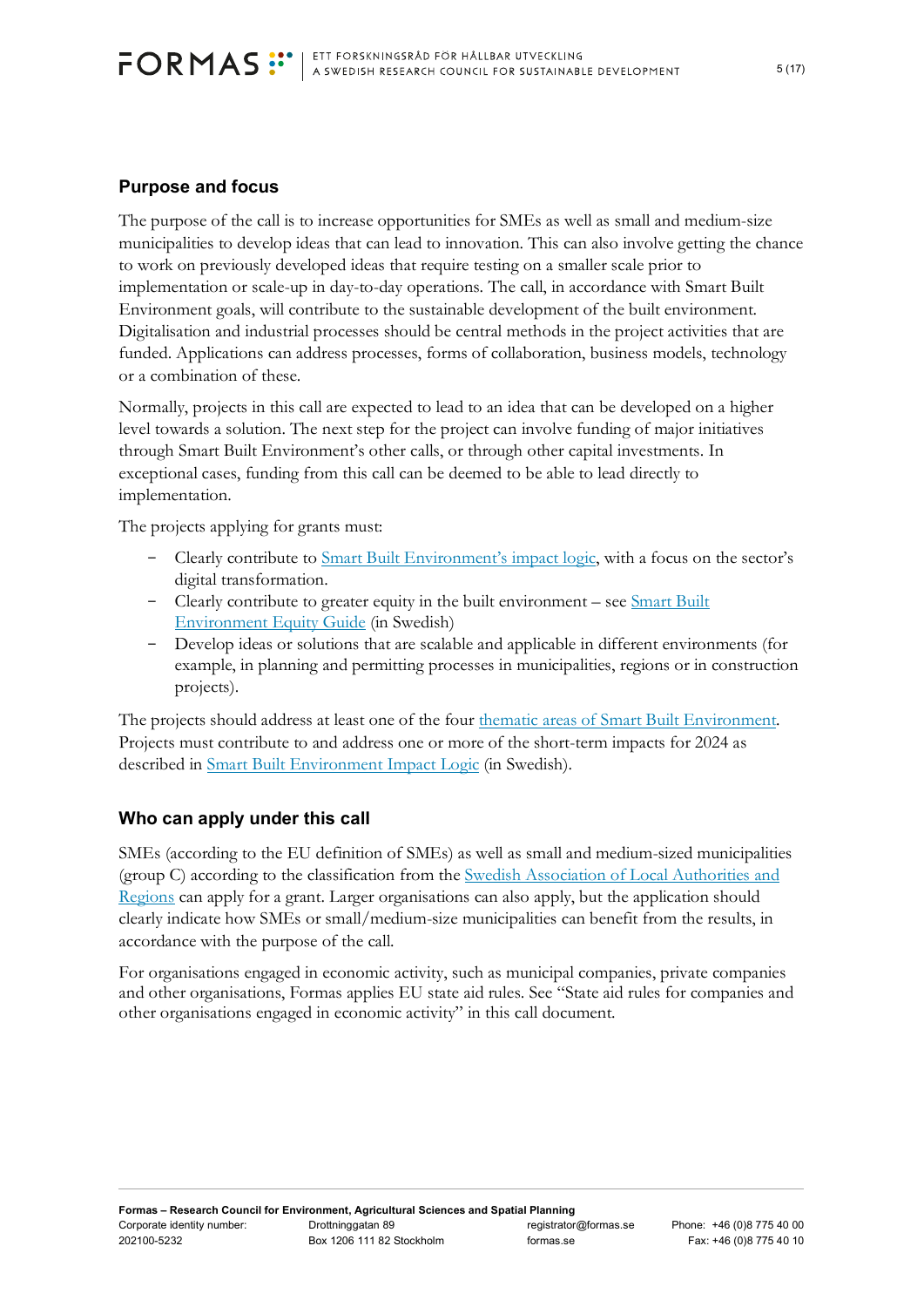## Purpose and focus

The purpose of the call is to increase opportunities for SMEs as well as small and medium-size municipalities to develop ideas that can lead to innovation. This can also involve getting the chance to work on previously developed ideas that require testing on a smaller scale prior to implementation or scale-up in day-to-day operations. The call, in accordance with Smart Built Environment goals, will contribute to the sustainable development of the built environment. Digitalisation and industrial processes should be central methods in the project activities that are funded. Applications can address processes, forms of collaboration, business models, technology or a combination of these.

Normally, projects in this call are expected to lead to an idea that can be developed on a higher level towards a solution. The next step for the project can involve funding of major initiatives through Smart Built Environment's other calls, or through other capital investments. In exceptional cases, funding from this call can be deemed to be able to lead directly to implementation.

The projects applying for grants must:

- Clearly contribute to Smart Built Environment's impact logic, with a focus on the sector's digital transformation.
- Clearly contribute to greater equity in the built environment – see Smart Built Environment Equity Guide (in Swedish)
- Develop ideas or solutions that are scalable and applicable in different environments (for example, in planning and permitting processes in municipalities, regions or in construction projects).

The projects should address at least one of the four thematic areas of Smart Built Environment. Projects must contribute to and address one or more of the short-term impacts for 2024 as described in Smart Built Environment Impact Logic (in Swedish).

## Who can apply under this call

SMEs (according to the EU definition of SMEs) as well as small and medium-sized municipalities (group C) according to the classification from the Swedish Association of Local Authorities and Regions can apply for a grant. Larger organisations can also apply, but the application should clearly indicate how SMEs or small/medium-size municipalities can benefit from the results, in accordance with the purpose of the call.

For organisations engaged in economic activity, such as municipal companies, private companies and other organisations, Formas applies EU state aid rules. See "State aid rules for companies and other organisations engaged in economic activity" in this call document.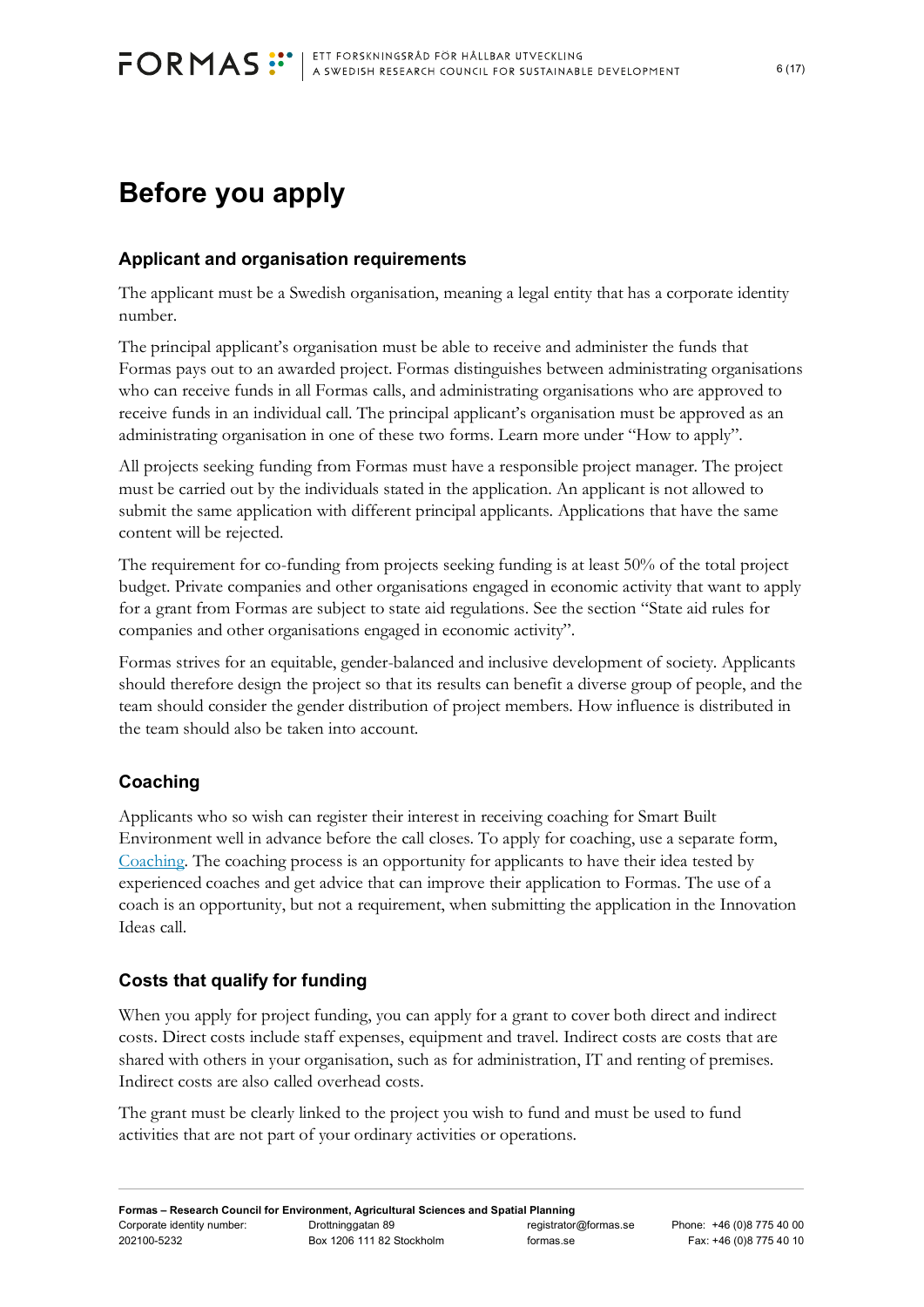# Before you apply

## Applicant and organisation requirements

The applicant must be a Swedish organisation, meaning a legal entity that has a corporate identity number.

The principal applicant's organisation must be able to receive and administer the funds that Formas pays out to an awarded project. Formas distinguishes between administrating organisations who can receive funds in all Formas calls, and administrating organisations who are approved to receive funds in an individual call. The principal applicant's organisation must be approved as an administrating organisation in one of these two forms. Learn more under "How to apply".

All projects seeking funding from Formas must have a responsible project manager. The project must be carried out by the individuals stated in the application. An applicant is not allowed to submit the same application with different principal applicants. Applications that have the same content will be rejected.

The requirement for co-funding from projects seeking funding is at least 50% of the total project budget. Private companies and other organisations engaged in economic activity that want to apply for a grant from Formas are subject to state aid regulations. See the section "State aid rules for companies and other organisations engaged in economic activity".

Formas strives for an equitable, gender-balanced and inclusive development of society. Applicants should therefore design the project so that its results can benefit a diverse group of people, and the team should consider the gender distribution of project members. How influence is distributed in the team should also be taken into account.

## Coaching

Applicants who so wish can register their interest in receiving coaching for Smart Built Environment well in advance before the call closes. To apply for coaching, use a separate form, Coaching. The coaching process is an opportunity for applicants to have their idea tested by experienced coaches and get advice that can improve their application to Formas. The use of a coach is an opportunity, but not a requirement, when submitting the application in the Innovation Ideas call.

## Costs that qualify for funding

When you apply for project funding, you can apply for a grant to cover both direct and indirect costs. Direct costs include staff expenses, equipment and travel. Indirect costs are costs that are shared with others in your organisation, such as for administration, IT and renting of premises. Indirect costs are also called overhead costs.

The grant must be clearly linked to the project you wish to fund and must be used to fund activities that are not part of your ordinary activities or operations.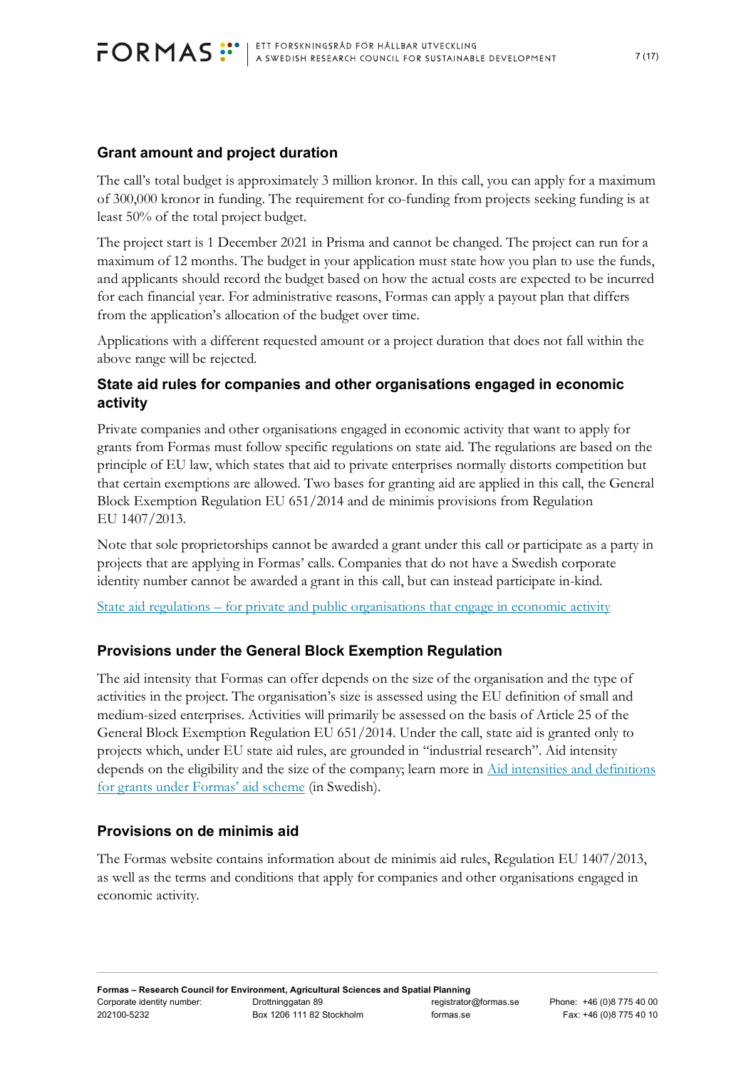## Grant amount and project duration

The call's total budget is approximately 3 million kronor. In this call, you can apply for a maximum of 300,000 kronor in funding. The requirement for co-funding from projects seeking funding is at least 50% of the total project budget.

The project start is 1 December 2021 in Prisma and cannot be changed. The project can run for a maximum of 12 months. The budget in your application must state how you plan to use the funds, and applicants should record the budget based on how the actual costs are expected to be incurred for each financial year. For administrative reasons, Formas can apply a payout plan that differs from the application's allocation of the budget over time.

Applications with a different requested amount or a project duration that does not fall within the above range will be rejected.

### State aid rules for companies and other organisations engaged in economic activity

Private companies and other organisations engaged in economic activity that want to apply for grants from Formas must follow specific regulations on state aid. The regulations are based on the principle of EU law, which states that aid to private enterprises normally distorts competition but that certain exemptions are allowed. Two bases for granting aid are applied in this call, the General Block Exemption Regulation EU 651/2014 and de minimis provisions from Regulation EU 1407/2013.

Note that sole proprietorships cannot be awarded a grant under this call or participate as a party in projects that are applying in Formas' calls. Companies that do not have a Swedish corporate identity number cannot be awarded a grant in this call, but can instead participate in-kind.

State aid regulations – for private and public organisations that engage in economic activity

## Provisions under the General Block Exemption Regulation

The aid intensity that Formas can offer depends on the size of the organisation and the type of activities in the project. The organisation's size is assessed using the EU definition of small and medium-sized enterprises. Activities will primarily be assessed on the basis of Article 25 of the General Block Exemption Regulation EU 651/2014. Under the call, state aid is granted only to projects which, under EU state aid rules, are grounded in "industrial research". Aid intensity depends on the eligibility and the size of the company; learn more in Aid intensities and definitions for grants under Formas' aid scheme (in Swedish).

## Provisions on de minimis aid

The Formas website contains information about de minimis aid rules, Regulation EU 1407/2013, as well as the terms and conditions that apply for companies and other organisations engaged in economic activity.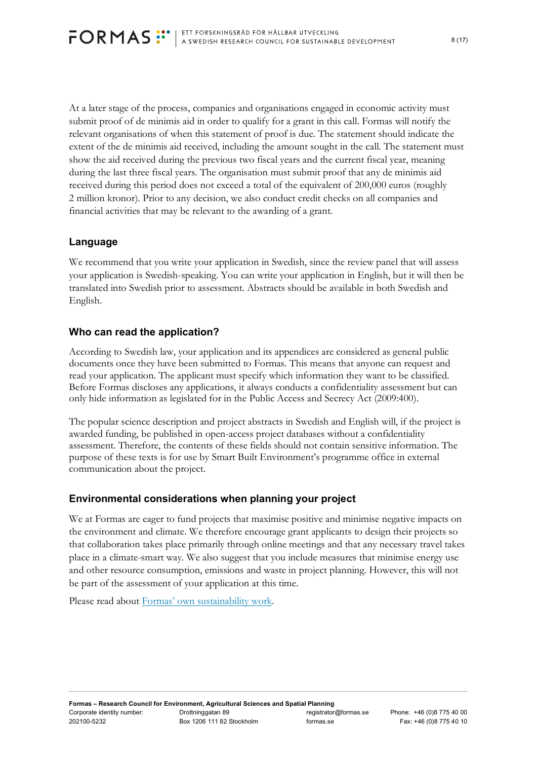At a later stage of the process, companies and organisations engaged in economic activity must submit proof of de minimis aid in order to qualify for a grant in this call. Formas will notify the relevant organisations of when this statement of proof is due. The statement should indicate the extent of the de minimis aid received, including the amount sought in the call. The statement must show the aid received during the previous two fiscal years and the current fiscal year, meaning during the last three fiscal years. The organisation must submit proof that any de minimis aid received during this period does not exceed a total of the equivalent of 200,000 euros (roughly 2 million kronor). Prior to any decision, we also conduct credit checks on all companies and financial activities that may be relevant to the awarding of a grant.

## Language

We recommend that you write your application in Swedish, since the review panel that will assess your application is Swedish-speaking. You can write your application in English, but it will then be translated into Swedish prior to assessment. Abstracts should be available in both Swedish and English.

## Who can read the application?

According to Swedish law, your application and its appendices are considered as general public documents once they have been submitted to Formas. This means that anyone can request and read your application. The applicant must specify which information they want to be classified. Before Formas discloses any applications, it always conducts a confidentiality assessment but can only hide information as legislated for in the Public Access and Secrecy Act (2009:400).

The popular science description and project abstracts in Swedish and English will, if the project is awarded funding, be published in open-access project databases without a confidentiality assessment. Therefore, the contents of these fields should not contain sensitive information. The purpose of these texts is for use by Smart Built Environment's programme office in external communication about the project.

## Environmental considerations when planning your project

We at Formas are eager to fund projects that maximise positive and minimise negative impacts on the environment and climate. We therefore encourage grant applicants to design their projects so that collaboration takes place primarily through online meetings and that any necessary travel takes place in a climate-smart way. We also suggest that you include measures that minimise energy use and other resource consumption, emissions and waste in project planning. However, this will not be part of the assessment of your application at this time.

Please read about Formas' own sustainability work.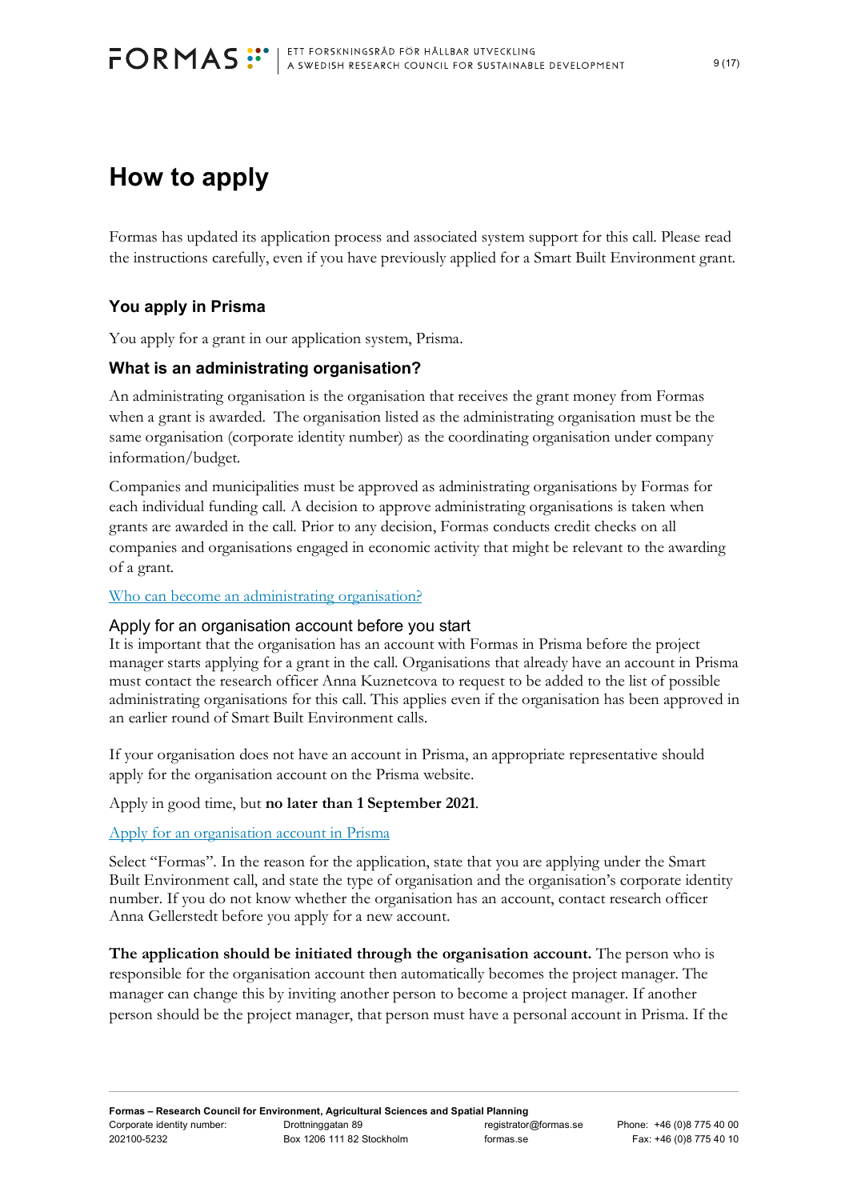# How to apply

Formas has updated its application process and associated system support for this call. Please read the instructions carefully, even if you have previously applied for a Smart Built Environment grant.

## You apply in Prisma

You apply for a grant in our application system, Prisma.

### What is an administrating organisation?

An administrating organisation is the organisation that receives the grant money from Formas when a grant is awarded. The organisation listed as the administrating organisation must be the same organisation (corporate identity number) as the coordinating organisation under company information/budget.

Companies and municipalities must be approved as administrating organisations by Formas for each individual funding call. A decision to approve administrating organisations is taken when grants are awarded in the call. Prior to any decision, Formas conducts credit checks on all companies and organisations engaged in economic activity that might be relevant to the awarding of a grant.

[Who can become an administrating organisation?]

### Apply for an organisation account before you start

It is important that the organisation has an account with Formas in Prisma before the project manager starts applying for a grant in the call. Organisations that already have an account in Prisma must contact the research officer Anna Kuznetcova to request to be added to the list of possible administrating organisations for this call. This applies even if the organisation has been approved in an earlier round of Smart Built Environment calls.

If your organisation does not have an account in Prisma, an appropriate representative should apply for the organisation account on the Prisma website.

Apply in good time, but **no later than 1 September 2021**.

[Apply for an organisation account in Prisma]

Select "Formas". In the reason for the application, state that you are applying under the Smart Built Environment call, and state the type of organisation and the organisation's corporate identity number. If you do not know whether the organisation has an account, contact research officer Anna Gellerstedt before you apply for a new account.

**The application should be initiated through the organisation account.** The person who is responsible for the organisation account then automatically becomes the project manager. The manager can change this by inviting another person to become a project manager. If another person should be the project manager, that person must have a personal account in Prisma. If the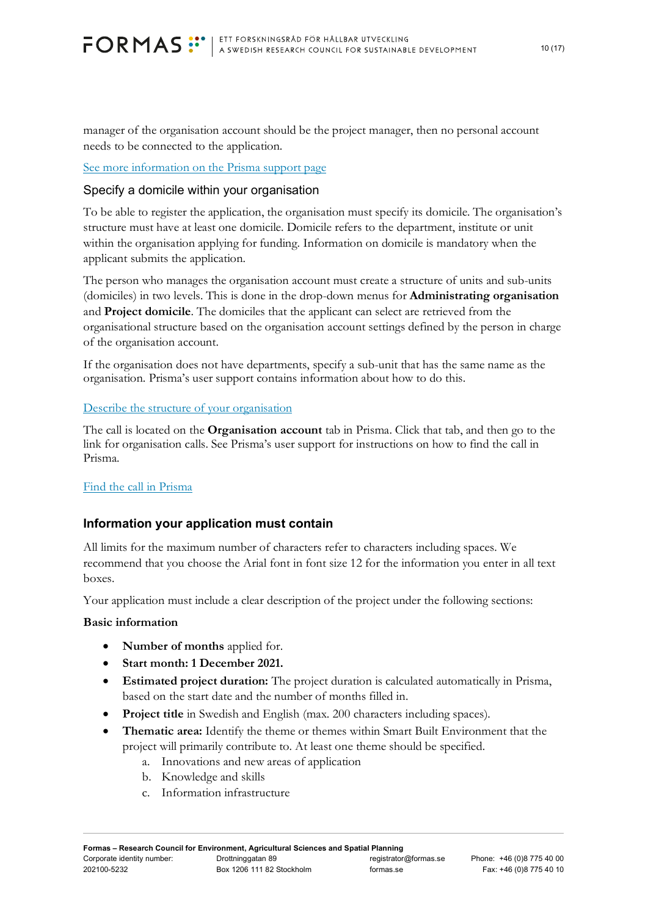manager of the organisation account should be the project manager, then no personal account needs to be connected to the application.

See more information on the Prisma support page

### Specify a domicile within your organisation

To be able to register the application, the organisation must specify its domicile. The organisation's structure must have at least one domicile. Domicile refers to the department, institute or unit within the organisation applying for funding. Information on domicile is mandatory when the applicant submits the application.

The person who manages the organisation account must create a structure of units and sub-units (domiciles) in two levels. This is done in the drop-down menus for **Administrating organisation** and **Project domicile**. The domiciles that the applicant can select are retrieved from the organisational structure based on the organisation account settings defined by the person in charge of the organisation account.

If the organisation does not have departments, specify a sub-unit that has the same name as the organisation. Prisma's user support contains information about how to do this.

Describe the structure of your organisation

The call is located on the **Organisation account** tab in Prisma. Click that tab, and then go to the link for organisation calls. See Prisma's user support for instructions on how to find the call in Prisma.

Find the call in Prisma

## Information your application must contain

All limits for the maximum number of characters refer to characters including spaces. We recommend that you choose the Arial font in font size 12 for the information you enter in all text boxes.

Your application must include a clear description of the project under the following sections:

**Basic information**

- **Number of months** applied for.
- **Start month: 1 December 2021.**
- **Estimated project duration:** The project duration is calculated automatically in Prisma, based on the start date and the number of months filled in.
- **Project title** in Swedish and English (max. 200 characters including spaces).
- **Thematic area:** Identify the theme or themes within Smart Built Environment that the project will primarily contribute to. At least one theme should be specified.
    a. Innovations and new areas of application
    b. Knowledge and skills
    c. Information infrastructure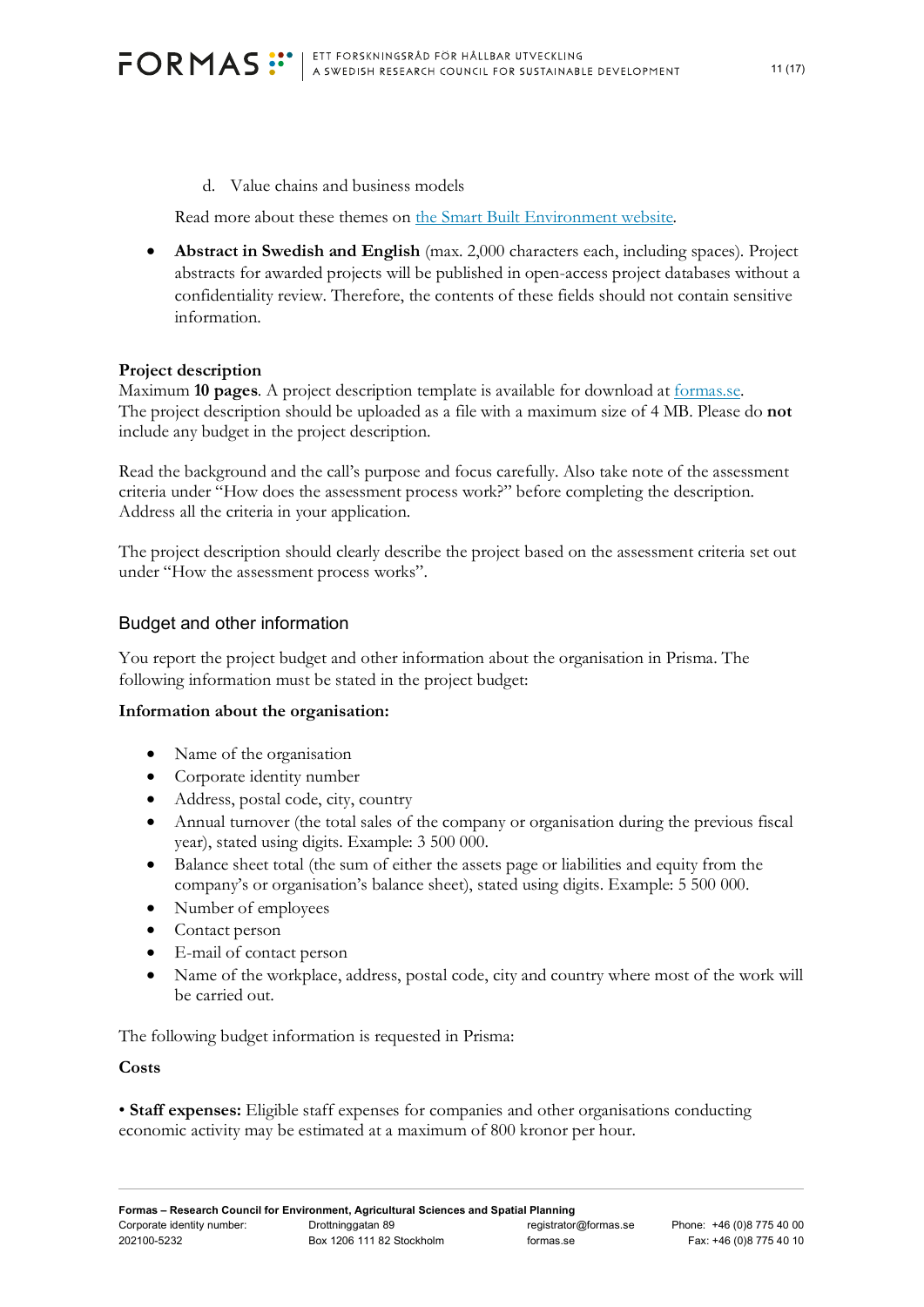d. Value chains and business models

   Read more about these themes on [the Smart Built Environment website](the Smart Built Environment website).

- **Abstract in Swedish and English** (max. 2,000 characters each, including spaces). Project abstracts for awarded projects will be published in open-access project databases without a confidentiality review. Therefore, the contents of these fields should not contain sensitive information.

**Project description**
Maximum **10 pages**. A project description template is available for download at formas.se. The project description should be uploaded as a file with a maximum size of 4 MB. Please do **not** include any budget in the project description.

Read the background and the call's purpose and focus carefully. Also take note of the assessment criteria under "How does the assessment process work?" before completing the description. Address all the criteria in your application.

The project description should clearly describe the project based on the assessment criteria set out under "How the assessment process works".

## Budget and other information

You report the project budget and other information about the organisation in Prisma. The following information must be stated in the project budget:

**Information about the organisation:**

- Name of the organisation
- Corporate identity number
- Address, postal code, city, country
- Annual turnover (the total sales of the company or organisation during the previous fiscal year), stated using digits. Example: 3 500 000.
- Balance sheet total (the sum of either the assets page or liabilities and equity from the company's or organisation's balance sheet), stated using digits. Example: 5 500 000.
- Number of employees
- Contact person
- E-mail of contact person
- Name of the workplace, address, postal code, city and country where most of the work will be carried out.

The following budget information is requested in Prisma:

**Costs**

• **Staff expenses:** Eligible staff expenses for companies and other organisations conducting economic activity may be estimated at a maximum of 800 kronor per hour.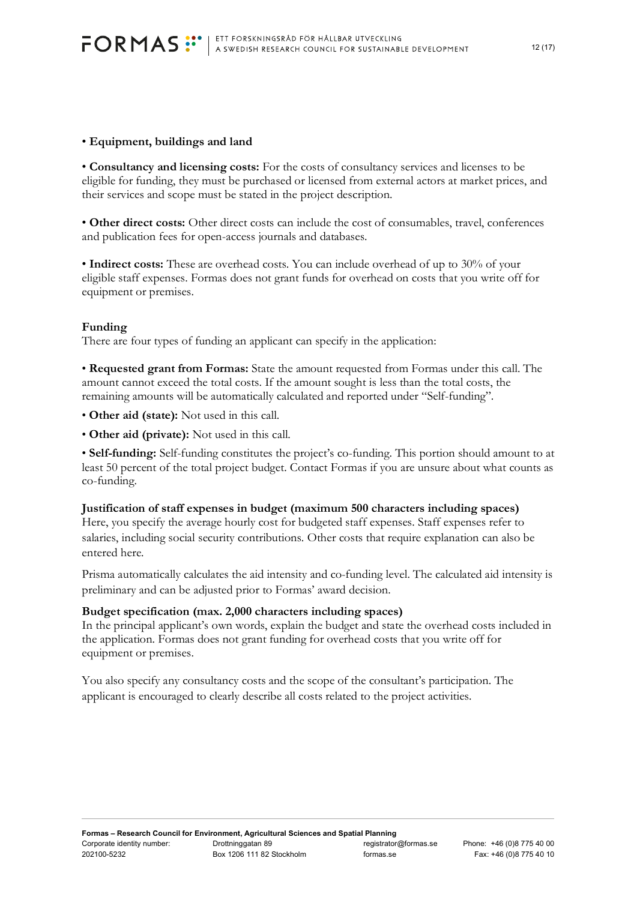• **Equipment, buildings and land**

• **Consultancy and licensing costs:** For the costs of consultancy services and licenses to be eligible for funding, they must be purchased or licensed from external actors at market prices, and their services and scope must be stated in the project description.

• **Other direct costs:** Other direct costs can include the cost of consumables, travel, conferences and publication fees for open-access journals and databases.

• **Indirect costs:** These are overhead costs. You can include overhead of up to 30% of your eligible staff expenses. Formas does not grant funds for overhead on costs that you write off for equipment or premises.

**Funding**

There are four types of funding an applicant can specify in the application:

• **Requested grant from Formas:** State the amount requested from Formas under this call. The amount cannot exceed the total costs. If the amount sought is less than the total costs, the remaining amounts will be automatically calculated and reported under "Self-funding".

• **Other aid (state):** Not used in this call.

• **Other aid (private):** Not used in this call.

• **Self-funding:** Self-funding constitutes the project's co-funding. This portion should amount to at least 50 percent of the total project budget. Contact Formas if you are unsure about what counts as co-funding.

**Justification of staff expenses in budget (maximum 500 characters including spaces)**

Here, you specify the average hourly cost for budgeted staff expenses. Staff expenses refer to salaries, including social security contributions. Other costs that require explanation can also be entered here.

Prisma automatically calculates the aid intensity and co-funding level. The calculated aid intensity is preliminary and can be adjusted prior to Formas' award decision.

**Budget specification (max. 2,000 characters including spaces)**

In the principal applicant's own words, explain the budget and state the overhead costs included in the application. Formas does not grant funding for overhead costs that you write off for equipment or premises.

You also specify any consultancy costs and the scope of the consultant's participation. The applicant is encouraged to clearly describe all costs related to the project activities.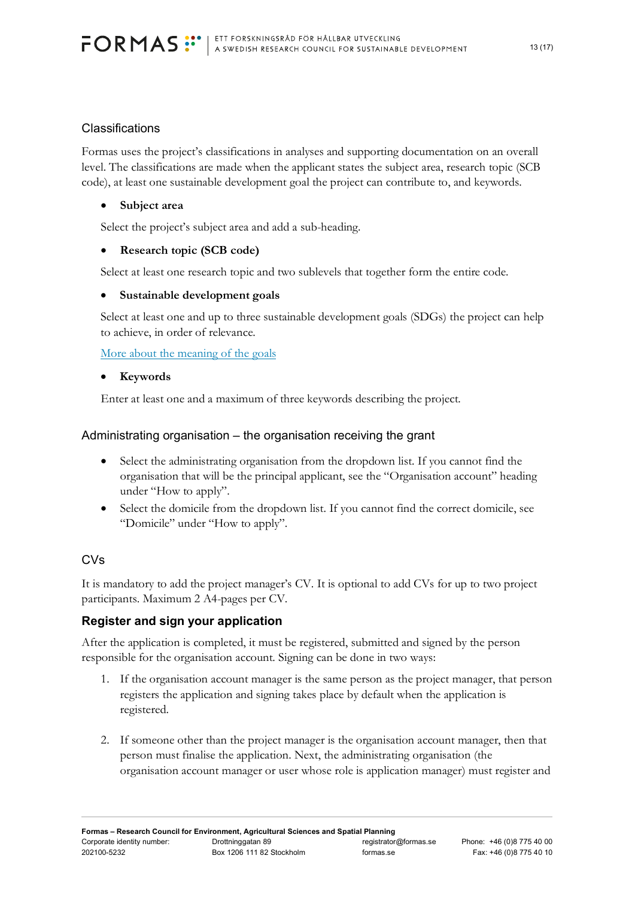### Classifications

Formas uses the project's classifications in analyses and supporting documentation on an overall level. The classifications are made when the applicant states the subject area, research topic (SCB code), at least one sustainable development goal the project can contribute to, and keywords.

- **Subject area**

Select the project's subject area and add a sub-heading.

- **Research topic (SCB code)**

Select at least one research topic and two sublevels that together form the entire code.

- **Sustainable development goals**

Select at least one and up to three sustainable development goals (SDGs) the project can help to achieve, in order of relevance.

More about the meaning of the goals

- **Keywords**

Enter at least one and a maximum of three keywords describing the project.

### Administrating organisation – the organisation receiving the grant

- Select the administrating organisation from the dropdown list. If you cannot find the organisation that will be the principal applicant, see the "Organisation account" heading under "How to apply".
- Select the domicile from the dropdown list. If you cannot find the correct domicile, see "Domicile" under "How to apply".

### CVs

It is mandatory to add the project manager's CV. It is optional to add CVs for up to two project participants. Maximum 2 A4-pages per CV.

## Register and sign your application

After the application is completed, it must be registered, submitted and signed by the person responsible for the organisation account. Signing can be done in two ways:

1. If the organisation account manager is the same person as the project manager, that person registers the application and signing takes place by default when the application is registered.

2. If someone other than the project manager is the organisation account manager, then that person must finalise the application. Next, the administrating organisation (the organisation account manager or user whose role is application manager) must register and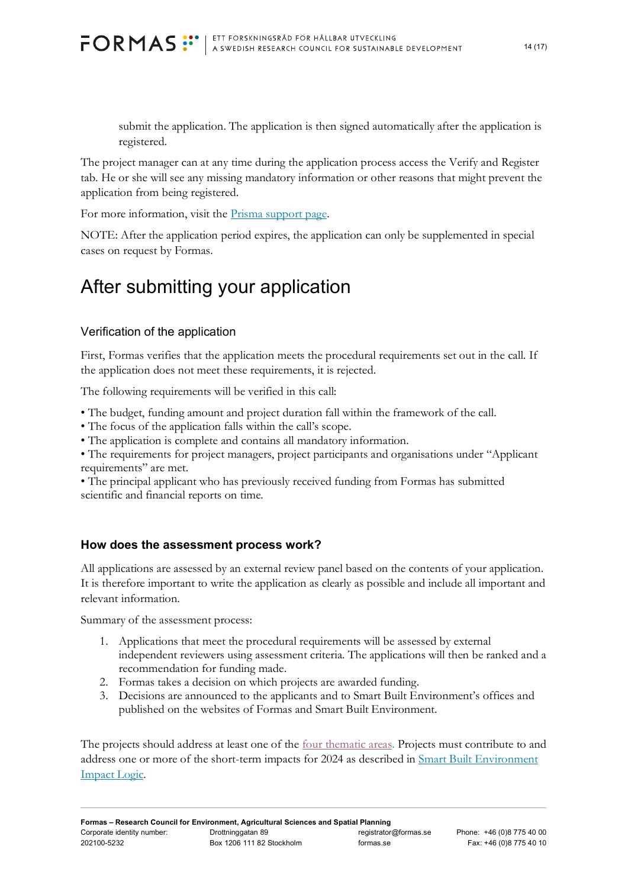submit the application. The application is then signed automatically after the application is registered.

The project manager can at any time during the application process access the Verify and Register tab. He or she will see any missing mandatory information or other reasons that might prevent the application from being registered.

For more information, visit the [Prisma support page](#).

NOTE: After the application period expires, the application can only be supplemented in special cases on request by Formas.

# After submitting your application

## Verification of the application

First, Formas verifies that the application meets the procedural requirements set out in the call. If the application does not meet these requirements, it is rejected.

The following requirements will be verified in this call:

- The budget, funding amount and project duration fall within the framework of the call.
- The focus of the application falls within the call's scope.
- The application is complete and contains all mandatory information.
- The requirements for project managers, project participants and organisations under "Applicant requirements" are met.
- The principal applicant who has previously received funding from Formas has submitted scientific and financial reports on time.

### How does the assessment process work?

All applications are assessed by an external review panel based on the contents of your application. It is therefore important to write the application as clearly as possible and include all important and relevant information.

Summary of the assessment process:

1. Applications that meet the procedural requirements will be assessed by external independent reviewers using assessment criteria. The applications will then be ranked and a recommendation for funding made.
2. Formas takes a decision on which projects are awarded funding.
3. Decisions are announced to the applicants and to Smart Built Environment's offices and published on the websites of Formas and Smart Built Environment.

The projects should address at least one of the [four thematic areas](#). Projects must contribute to and address one or more of the short-term impacts for 2024 as described in [Smart Built Environment Impact Logic](#).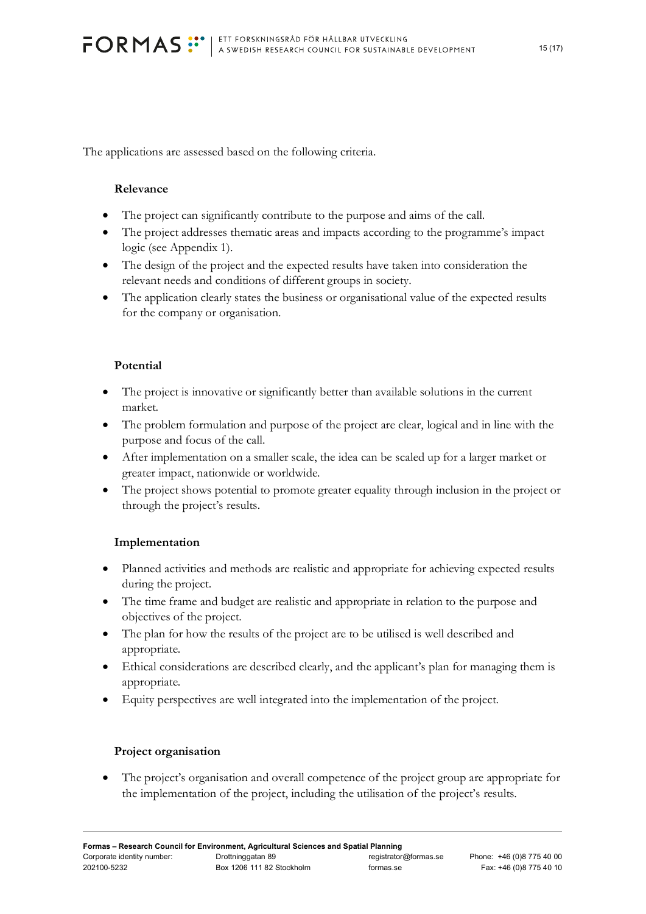The applications are assessed based on the following criteria.

**Relevance**

- The project can significantly contribute to the purpose and aims of the call.
- The project addresses thematic areas and impacts according to the programme's impact logic (see Appendix 1).
- The design of the project and the expected results have taken into consideration the relevant needs and conditions of different groups in society.
- The application clearly states the business or organisational value of the expected results for the company or organisation.

**Potential**

- The project is innovative or significantly better than available solutions in the current market.
- The problem formulation and purpose of the project are clear, logical and in line with the purpose and focus of the call.
- After implementation on a smaller scale, the idea can be scaled up for a larger market or greater impact, nationwide or worldwide.
- The project shows potential to promote greater equality through inclusion in the project or through the project's results.

**Implementation**

- Planned activities and methods are realistic and appropriate for achieving expected results during the project.
- The time frame and budget are realistic and appropriate in relation to the purpose and objectives of the project.
- The plan for how the results of the project are to be utilised is well described and appropriate.
- Ethical considerations are described clearly, and the applicant's plan for managing them is appropriate.
- Equity perspectives are well integrated into the implementation of the project.

**Project organisation**

- The project's organisation and overall competence of the project group are appropriate for the implementation of the project, including the utilisation of the project's results.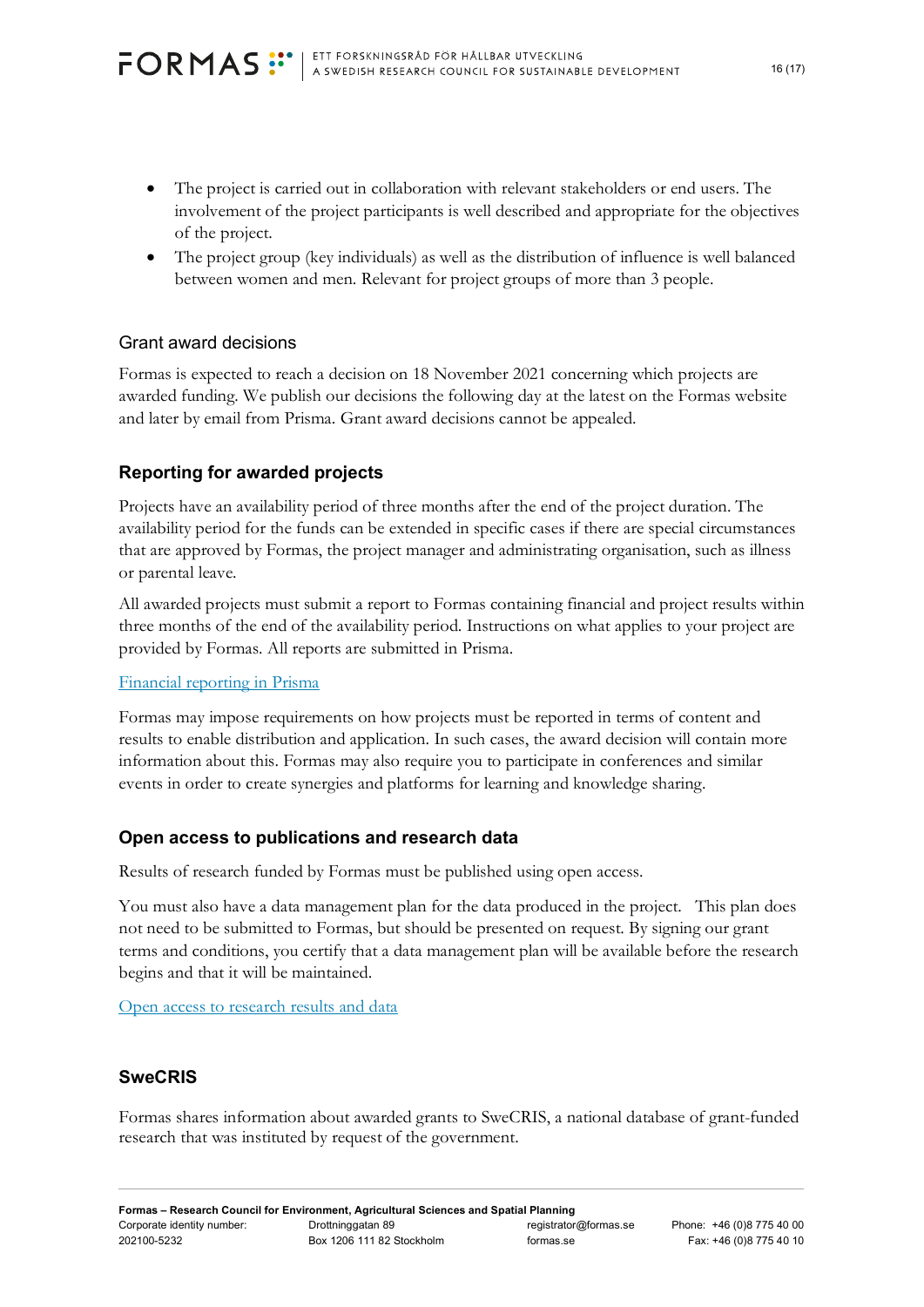- The project is carried out in collaboration with relevant stakeholders or end users. The involvement of the project participants is well described and appropriate for the objectives of the project.
- The project group (key individuals) as well as the distribution of influence is well balanced between women and men. Relevant for project groups of more than 3 people.

### Grant award decisions

Formas is expected to reach a decision on 18 November 2021 concerning which projects are awarded funding. We publish our decisions the following day at the latest on the Formas website and later by email from Prisma. Grant award decisions cannot be appealed.

## Reporting for awarded projects

Projects have an availability period of three months after the end of the project duration. The availability period for the funds can be extended in specific cases if there are special circumstances that are approved by Formas, the project manager and administrating organisation, such as illness or parental leave.

All awarded projects must submit a report to Formas containing financial and project results within three months of the end of the availability period. Instructions on what applies to your project are provided by Formas. All reports are submitted in Prisma.

Financial reporting in Prisma

Formas may impose requirements on how projects must be reported in terms of content and results to enable distribution and application. In such cases, the award decision will contain more information about this. Formas may also require you to participate in conferences and similar events in order to create synergies and platforms for learning and knowledge sharing.

## Open access to publications and research data

Results of research funded by Formas must be published using open access.

You must also have a data management plan for the data produced in the project. This plan does not need to be submitted to Formas, but should be presented on request. By signing our grant terms and conditions, you certify that a data management plan will be available before the research begins and that it will be maintained.

Open access to research results and data

## SweCRIS

Formas shares information about awarded grants to SweCRIS, a national database of grant-funded research that was instituted by request of the government.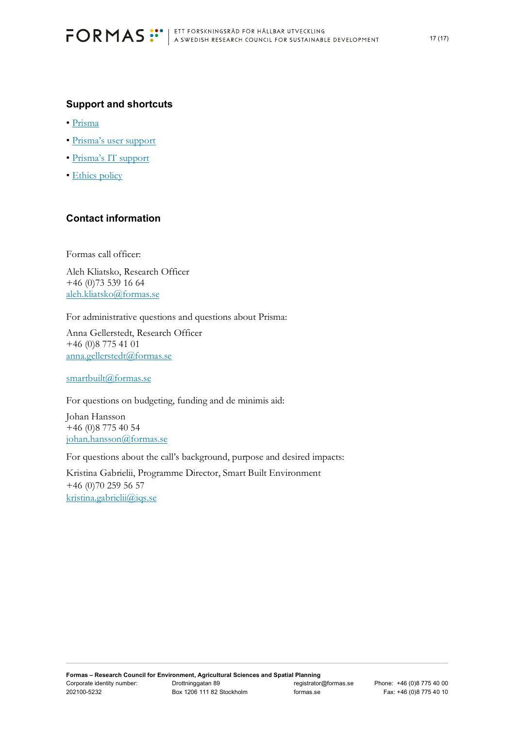## Support and shortcuts

- Prisma
- Prisma's user support
- Prisma's IT support
- Ethics policy

## Contact information

Formas call officer:

Aleh Kliatsko, Research Officer
+46 (0)73 539 16 64
aleh.kliatsko@formas.se

For administrative questions and questions about Prisma:

Anna Gellerstedt, Research Officer
+46 (0)8 775 41 01
anna.gellerstedt@formas.se

smartbuilt@formas.se

For questions on budgeting, funding and de minimis aid:

Johan Hansson
+46 (0)8 775 40 54
johan.hansson@formas.se

For questions about the call's background, purpose and desired impacts:

Kristina Gabrielii, Programme Director, Smart Built Environment
+46 (0)70 259 56 57
kristina.gabrielii@iqs.se